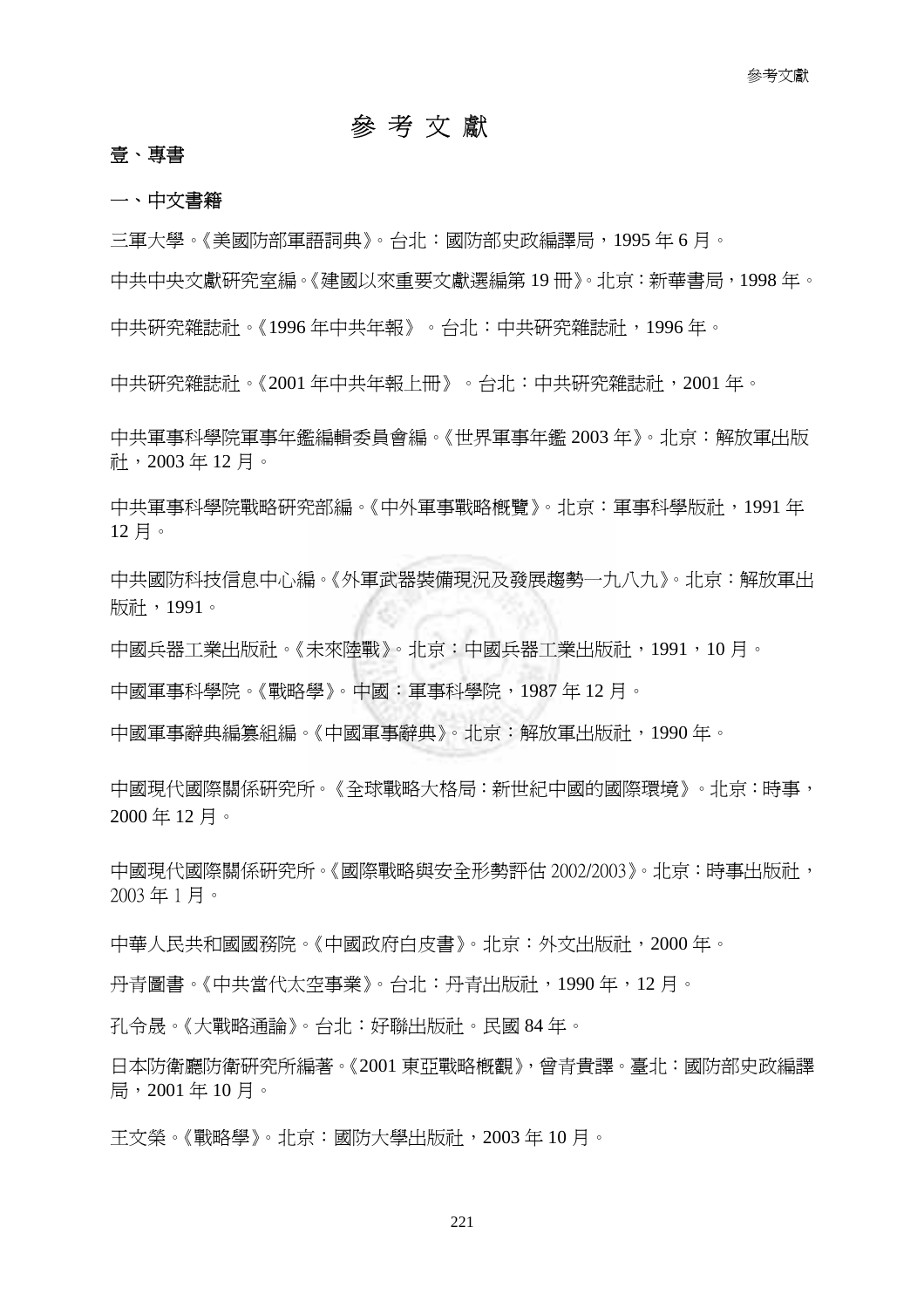# 參 考 文 獻

## 壹、專書

### 一、中文書籍

三軍大學。《美國防部軍語詞典》。台北：國防部史政編譯局，1995 年 6 月。

中共中央文獻研究室編。《建國以來重要文獻選編第 19 冊》。北京：新華書局，1998 年。

中共研究雜誌社。《1996 年中共年報》。台北：中共研究雜誌社，1996 年。

中共研究雜誌社。《2001 年中共年報上冊》。台北：中共研究雜誌社，2001 年。

中共軍事科學院軍事年鑑編輯委員會編。《世界軍事年鑑 2003 年》。北京：解放軍出版社，2003 年 12 月。

中共軍事科學院戰略研究部編。《中外軍事戰略概覽》。北京：軍事科學版社，1991 年 12 月。

中共國防科技信息中心編。《外軍武器裝備現況及發展趨勢一九八九》。北京：解放軍出版社，1991。

中國兵器工業出版社。《未來陸戰》。北京：中國兵器工業出版社，1991，10 月。

中國軍事科學院。《戰略學》。中國：軍事科學院，1987 年 12 月。

中國軍事辭典編纂組編。《中國軍事辭典》。北京：解放軍出版社，1990 年。

中國現代國際關係研究所。《全球戰略大格局：新世紀中國的國際環境》。北京：時事，2000 年 12 月。

中國現代國際關係研究所。《國際戰略與安全形勢評估 2002/2003》。北京：時事出版社，2003 年 1 月。

中華人民共和國國務院。《中國政府白皮書》。北京：外文出版社，2000 年。

丹青圖書。《中共當代太空事業》。台北：丹青出版社，1990 年，12 月。

孔令晟。《大戰略通論》。台北：好聯出版社。民國 84 年。

日本防衛廳防衛研究所編著。《2001 東亞戰略概觀》，曾青貴譯。臺北：國防部史政編譯局，2001 年 10 月。

王文榮。《戰略學》。北京：國防大學出版社，2003 年 10 月。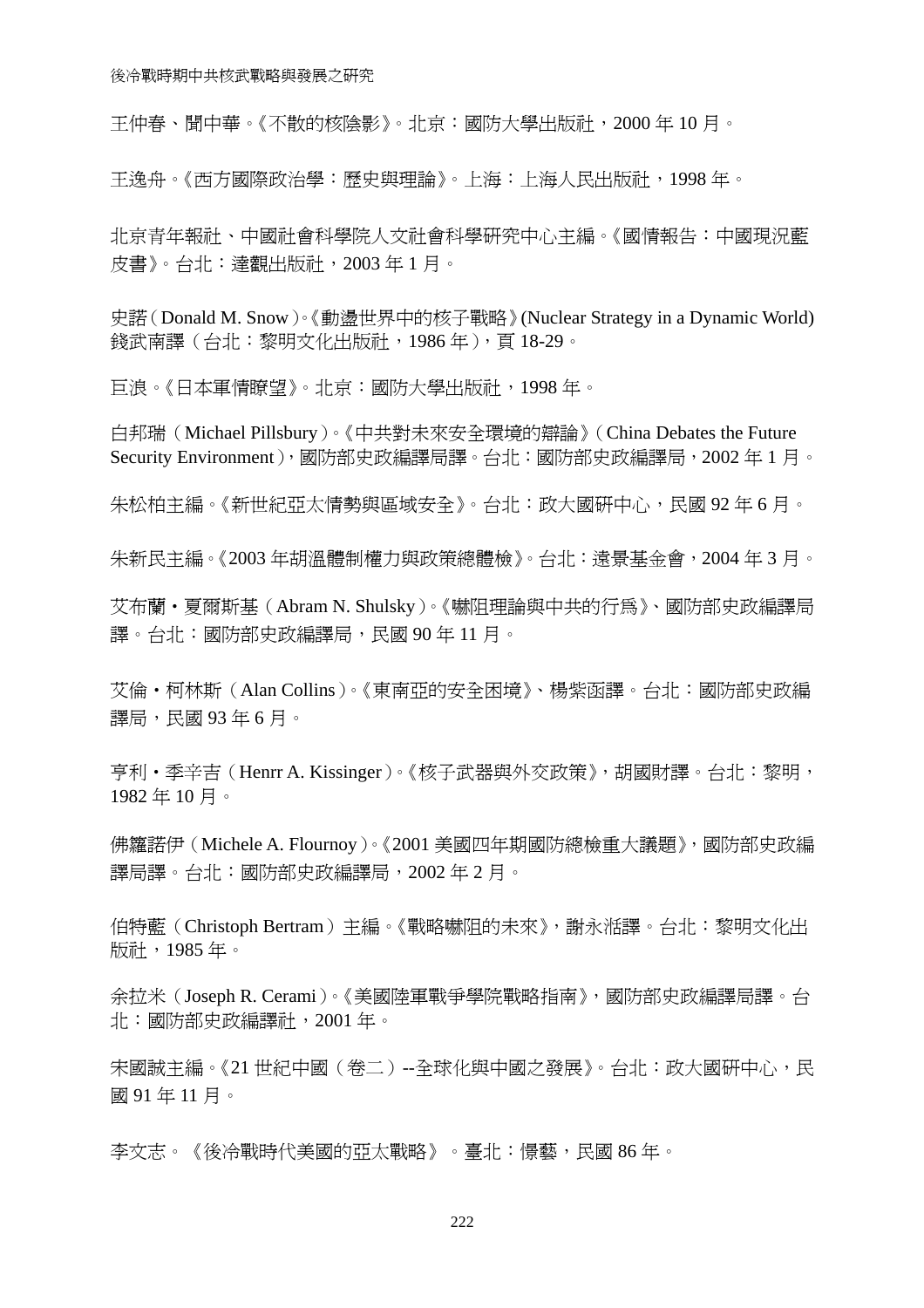王仲春、聞中華。《不散的核陰影》。北京：國防大學出版社，2000 年 10 月。

王逸舟。《西方國際政治學：歷史與理論》。上海：上海人民出版社，1998 年。

北京青年報社、中國社會科學院人文社會科學研究中心主編。《國情報告：中國現況藍皮書》。台北：達觀出版社，2003 年 1 月。

史諾（Donald M. Snow）。《動盪世界中的核子戰略》(Nuclear Strategy in a Dynamic World) 錢武南譯（台北：黎明文化出版社，1986 年），頁 18-29。

巨浪。《日本軍情瞭望》。北京：國防大學出版社，1998 年。

白邦瑞（Michael Pillsbury）。《中共對未來安全環境的辯論》（China Debates the Future Security Environment），國防部史政編譯局譯。台北：國防部史政編譯局，2002 年 1 月。

朱松柏主編。《新世紀亞太情勢與區域安全》。台北：政大國研中心，民國 92 年 6 月。

朱新民主編。《2003 年胡溫體制權力與政策總體檢》。台北：遠景基金會，2004 年 3 月。

艾布蘭・夏爾斯基（Abram N. Shulsky）。《嚇阻理論與中共的行為》、國防部史政編譯局譯。台北：國防部史政編譯局，民國 90 年 11 月。

艾倫・柯林斯（Alan Collins）。《東南亞的安全困境》、楊紫函譯。台北：國防部史政編譯局，民國 93 年 6 月。

亨利・季辛吉（Henrr A. Kissinger）。《核子武器與外交政策》，胡國財譯。台北：黎明，1982 年 10 月。

佛籮諾伊（Michele A. Flournoy）。《2001 美國四年期國防總檢重大議題》，國防部史政編譯局譯。台北：國防部史政編譯局，2002 年 2 月。

伯特藍（Christoph Bertram）主編。《戰略嚇阻的未來》，謝永湉譯。台北：黎明文化出版社，1985 年。

余拉米（Joseph R. Cerami）。《美國陸軍戰爭學院戰略指南》，國防部史政編譯局譯。台北：國防部史政編譯社，2001 年。

宋國誠主編。《21 世紀中國（卷二）--全球化與中國之發展》。台北：政大國研中心，民國 91 年 11 月。

李文志。《後冷戰時代美國的亞太戰略》。臺北：憬藝，民國 86 年。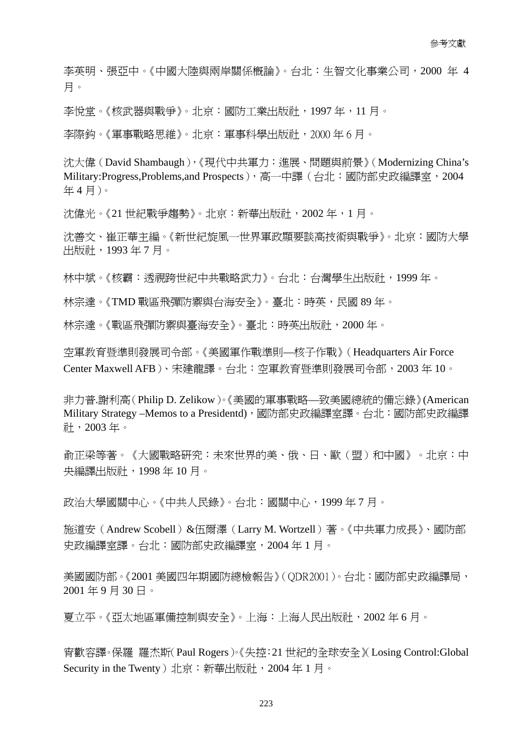李英明、張亞中。《中國大陸與兩岸關係概論》。台北：生智文化事業公司，2000 年 4 月。

李悅堂。《核武器與戰爭》。北京：國防工業出版社，1997 年，11 月。

李際鈞。《軍事戰略思維》。北京：軍事科學出版社，2000 年 6 月。

沈大偉（David Shambaugh），《現代中共軍力：進展、問題與前景》（Modernizing China's Military:Progress,Problems,and Prospects），高一中譯（台北：國防部史政編譯室，2004 年 4 月）。

沈偉光。《21 世紀戰爭趨勢》。北京：新華出版社，2002 年，1 月。

沈善文、崔正華主編。《新世紀旋風─世界軍政顯要談高技術與戰爭》。北京：國防大學出版社，1993 年 7 月。

林中斌。《核霸：透視跨世紀中共戰略武力》。台北：台灣學生出版社，1999 年。

林宗達。《TMD 戰區飛彈防禦與台海安全》。臺北：時英，民國 89 年。

林宗達。《戰區飛彈防禦與臺海安全》。臺北：時英出版社，2000 年。

空軍教育暨準則發展司令部。《美國軍作戰準則—核子作戰》（Headquarters Air Force Center Maxwell AFB）、宋建龍譯。台北：空軍教育暨準則發展司令部，2003 年 10。

非力普.謝利高（Philip D. Zelikow）。《美國的軍事戰略—致美國總統的備忘錄》(American Military Strategy –Memos to a Presidentd)，國防部史政編譯室譯。台北：國防部史政編譯社，2003 年。

俞正梁等著。《大國戰略研究：未來世界的美、俄、日、歐（盟）和中國》。北京：中央編譯出版社，1998 年 10 月。

政治大學國關中心。《中共人民錄》。台北：國關中心，1999 年 7 月。

施道安（Andrew Scobell）&伍爾澤（Larry M. Wortzell）著。《中共軍力成長》、國防部史政編譯室譯。台北：國防部史政編譯室，2004 年 1 月。

美國國防部。《2001 美國四年期國防總檢報告》（QDR2001）。台北：國防部史政編譯局，2001 年 9 月 30 日。

夏立平。《亞太地區軍備控制與安全》。上海：上海人民出版社，2002 年 6 月。

宵歡容譯。保羅 羅杰斯（Paul Rogers）。《失控：21 世紀的全球安全》（Losing Control:Global Security in the Twenty）北京：新華出版社，2004 年 1 月。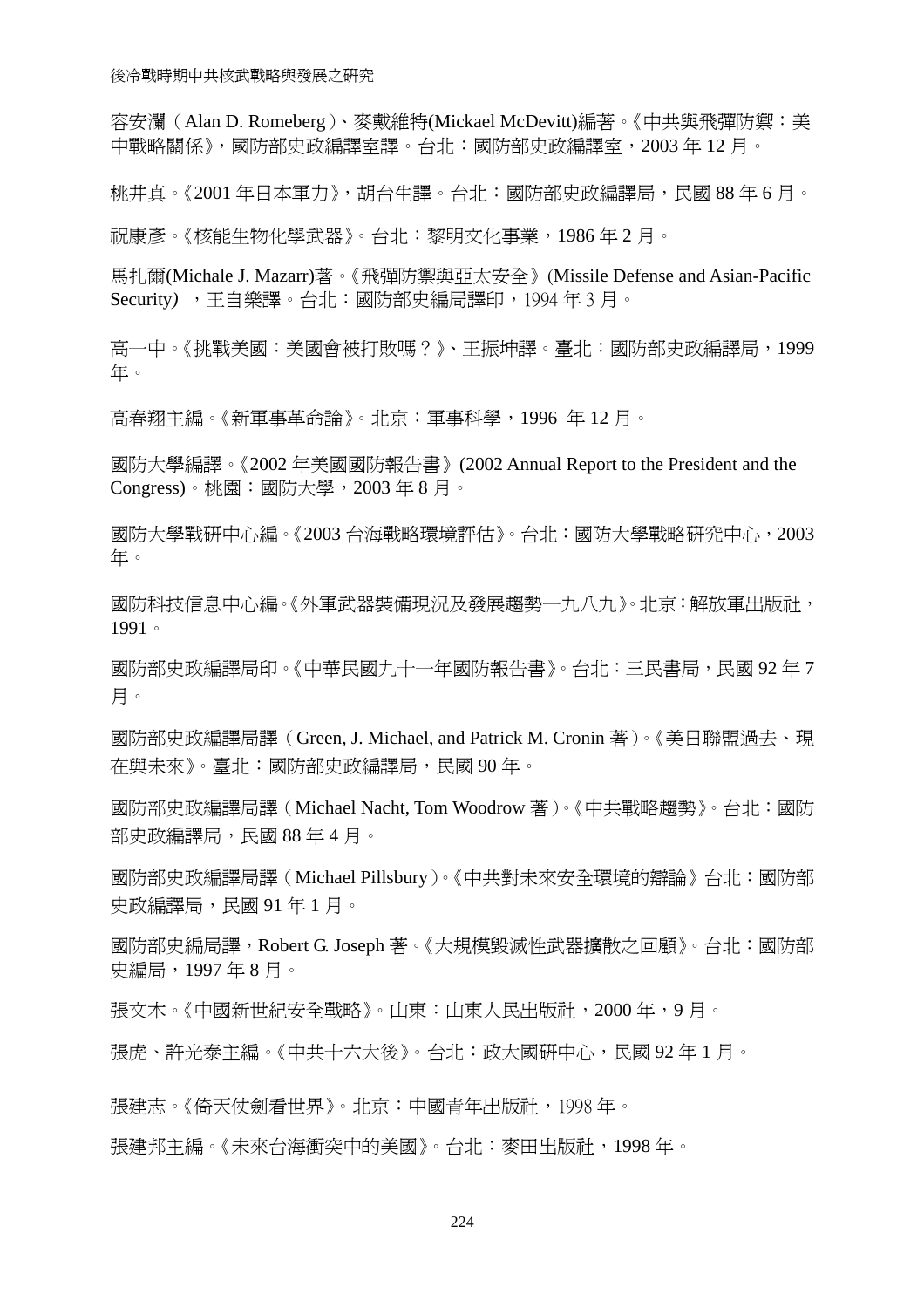容安瀾（Alan D. Romeberg）、麥戴維特(Mickael McDevitt)編著。《中共與飛彈防禦：美中戰略關係》，國防部史政編譯室譯。台北：國防部史政編譯室，2003 年 12 月。

桃井真。《2001 年日本軍力》，胡台生譯。台北：國防部史政編譯局，民國 88 年 6 月。

祝康彥。《核能生物化學武器》。台北：黎明文化事業，1986 年 2 月。

馬扎爾(Michale J. Mazarr)著。《飛彈防禦與亞太安全》(Missile Defense and Asian-Pacific Security) ，王自樂譯。台北：國防部史編局譯印，1994 年 3 月。

高一中。《挑戰美國：美國會被打敗嗎？》、王振坤譯。臺北：國防部史政編譯局，1999 年。

高春翔主編。《新軍事革命論》。北京：軍事科學，1996 年 12 月。

國防大學編譯。《2002 年美國國防報告書》(2002 Annual Report to the President and the Congress)。桃園：國防大學，2003 年 8 月。

國防大學戰研中心編。《2003 台海戰略環境評估》。台北：國防大學戰略研究中心，2003 年。

國防科技信息中心編。《外軍武器裝備現況及發展趨勢一九八九》。北京：解放軍出版社，1991。

國防部史政編譯局印。《中華民國九十一年國防報告書》。台北：三民書局，民國 92 年 7 月。

國防部史政編譯局譯（Green, J. Michael, and Patrick M. Cronin 著）。《美日聯盟過去、現在與未來》。臺北：國防部史政編譯局，民國 90 年。

國防部史政編譯局譯（Michael Nacht, Tom Woodrow 著）。《中共戰略趨勢》。台北：國防部史政編譯局，民國 88 年 4 月。

國防部史政編譯局譯（Michael Pillsbury）。《中共對未來安全環境的辯論》台北：國防部史政編譯局，民國 91 年 1 月。

國防部史編局譯，Robert G. Joseph 著。《大規模毀滅性武器擴散之回顧》。台北：國防部史編局，1997 年 8 月。

張文木。《中國新世紀安全戰略》。山東：山東人民出版社，2000 年，9 月。

張虎、許光泰主編。《中共十六大後》。台北：政大國研中心，民國 92 年 1 月。

張建志。《倚天仗劍看世界》。北京：中國青年出版社，1998 年。

張建邦主編。《未來台海衝突中的美國》。台北：麥田出版社，1998 年。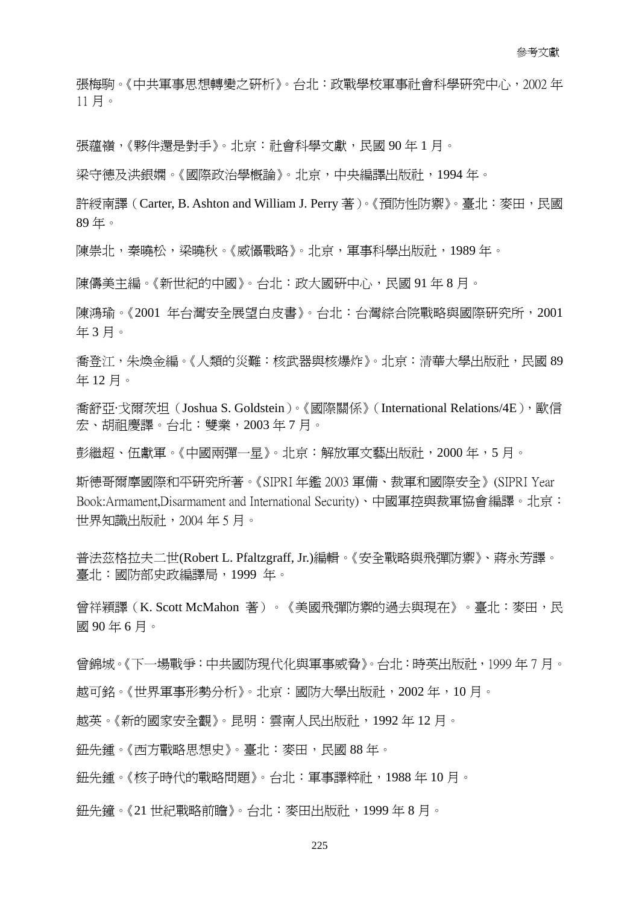張梅駒。《中共軍事思想轉變之研析》。台北：政戰學校軍事社會科學研究中心，2002 年 11 月。

張蘊嶺，《夥伴還是對手》。北京：社會科學文獻，民國 90 年 1 月。

梁守德及洪銀嫻。《國際政治學概論》。北京，中央編譯出版社，1994 年。

許綬南譯（Carter, B. Ashton and William J. Perry 著）。《預防性防禦》。臺北：麥田，民國 89 年。

陳崇北，秦曉松，梁曉秋。《威懾戰略》。北京，軍事科學出版社，1989 年。

陳儒美主編。《新世紀的中國》。台北：政大國研中心，民國 91 年 8 月。

陳鴻瑜。《2001 年台灣安全展望白皮書》。台北：台灣綜合院戰略與國際研究所，2001 年 3 月。

喬登江，朱煥金編。《人類的災難：核武器與核爆炸》。北京：清華大學出版社，民國 89 年 12 月。

喬舒亞·戈爾茨坦（Joshua S. Goldstein）。《國際關係》（International Relations/4E），歐信宏、胡祖慶譯。台北：雙業，2003 年 7 月。

彭繼超、伍獻軍。《中國兩彈一星》。北京：解放軍文藝出版社，2000 年，5 月。

斯德哥爾摩國際和平研究所著。《SIPRI 年鑑 2003 軍備、裁軍和國際安全》(SIPRI Year Book:Armament,Disarmament and International Security)、中國軍控與裁軍協會編譯。北京：世界知識出版社，2004 年 5 月。

普法茲格拉夫二世(Robert L. Pfaltzgraff, Jr.)編輯。《安全戰略與飛彈防禦》、蔣永芳譯。臺北：國防部史政編譯局，1999 年。

曾祥穎譯（K. Scott McMahon 著）。《美國飛彈防禦的過去與現在》。臺北：麥田，民國 90 年 6 月。

曾錦城。《下一場戰爭：中共國防現代化與軍事威脅》。台北：時英出版社，1999 年 7 月。

越可銘。《世界軍事形勢分析》。北京：國防大學出版社，2002 年，10 月。

越英。《新的國家安全觀》。昆明：雲南人民出版社，1992 年 12 月。

鈕先鍾。《西方戰略思想史》。臺北：麥田，民國 88 年。

鈕先鍾。《核子時代的戰略問題》。台北：軍事譯粹社，1988 年 10 月。

鈕先鐘。《21 世紀戰略前瞻》。台北：麥田出版社，1999 年 8 月。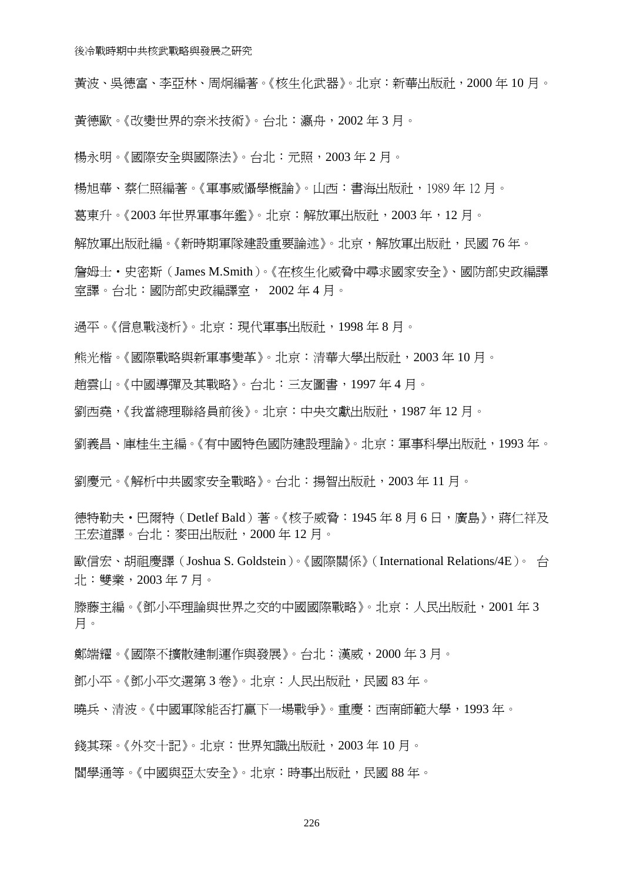黃波、吳德富、李亞林、周炯編著。《核生化武器》。北京：新華出版社，2000 年 10 月。

黃德歐。《改變世界的奈米技術》。台北：瀛舟，2002 年 3 月。

楊永明。《國際安全與國際法》。台北：元照，2003 年 2 月。

楊旭華、蔡仁照編著。《軍事威懾學概論》。山西：書海出版社，1989 年 12 月。

葛東升。《2003 年世界軍事年鑑》。北京：解放軍出版社，2003 年，12 月。

解放軍出版社編。《新時期軍隊建設重要論述》。北京，解放軍出版社，民國 76 年。

詹姆士・史密斯（James M.Smith）。《在核生化威脅中尋求國家安全》、國防部史政編譯室譯。台北：國防部史政編譯室， 2002 年 4 月。

過平。《信息戰淺析》。北京：現代軍事出版社，1998 年 8 月。

熊光楷。《國際戰略與新軍事變革》。北京：清華大學出版社，2003 年 10 月。

趙雲山。《中國導彈及其戰略》。台北：三友圖書，1997 年 4 月。

劉西堯，《我當總理聯絡員前後》。北京：中央文獻出版社，1987 年 12 月。

劉義昌、庫桂生主編。《有中國特色國防建設理論》。北京：軍事科學出版社，1993 年。

劉慶元。《解析中共國家安全戰略》。台北：揚智出版社，2003 年 11 月。

德特勒夫・巴爾特（Detlef Bald）著。《核子威脅：1945 年 8 月 6 日，廣島》，蔣仁祥及王宏道譯。台北：麥田出版社，2000 年 12 月。

歐信宏、胡祖慶譯（Joshua S. Goldstein）。《國際關係》（International Relations/4E）。 台北：雙業，2003 年 7 月。

滕藤主編。《鄧小平理論與世界之交的中國國際戰略》。北京：人民出版社，2001 年 3 月。

鄭端耀。《國際不擴散建制運作與發展》。台北：漢威，2000 年 3 月。

鄧小平。《鄧小平文選第 3 卷》。北京：人民出版社，民國 83 年。

曉兵、清波。《中國軍隊能否打贏下一場戰爭》。重慶：西南師範大學，1993 年。

錢其琛。《外交十記》。北京：世界知識出版社，2003 年 10 月。

閻學通等。《中國與亞太安全》。北京：時事出版社，民國 88 年。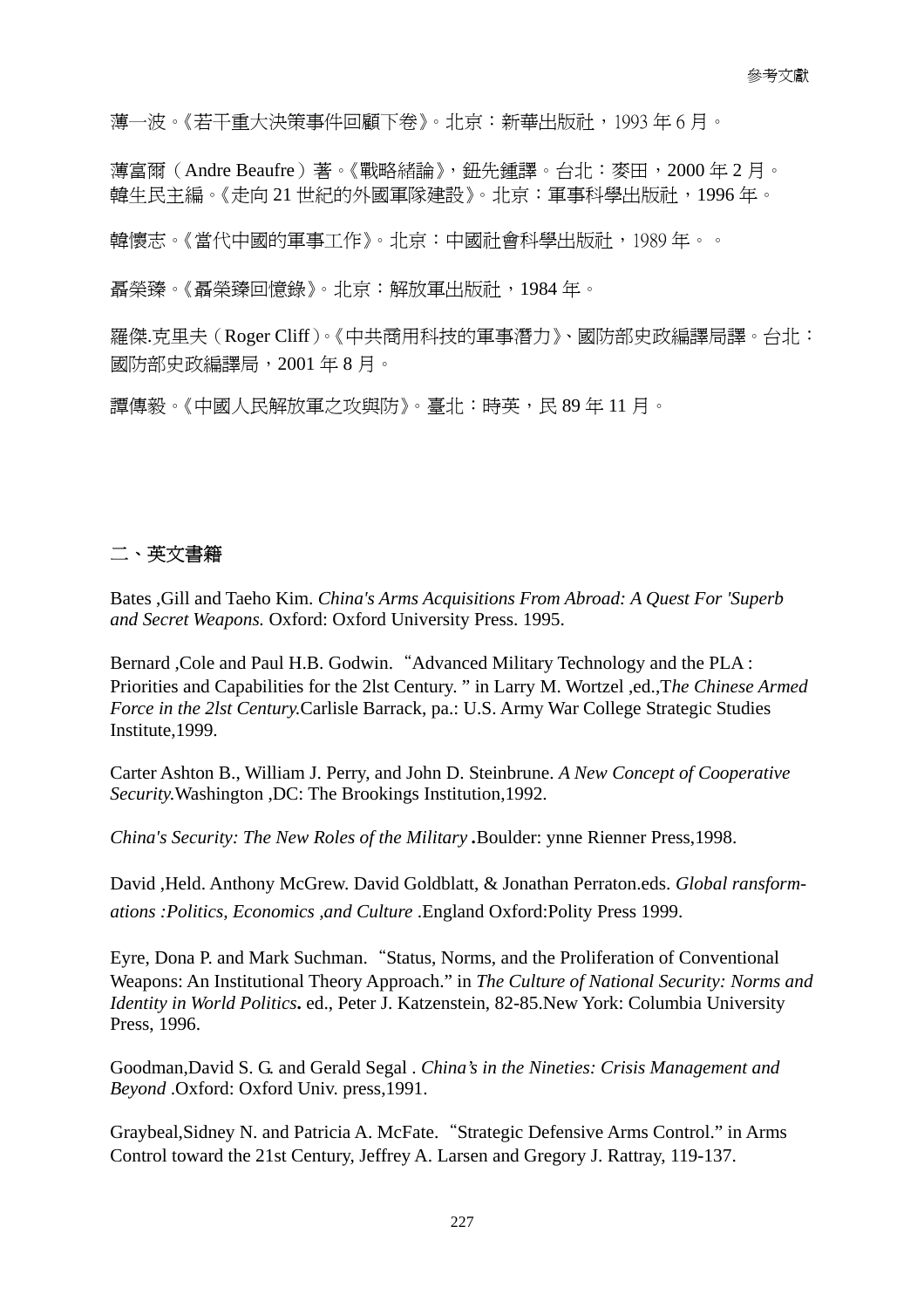薄一波。《若干重大決策事件回顧下卷》。北京：新華出版社，1993 年 6 月。

薄富爾（Andre Beaufre）著。《戰略緒論》，鈕先鍾譯。台北：麥田，2000 年 2 月。
韓生民主編。《走向 21 世紀的外國軍隊建設》。北京：軍事科學出版社，1996 年。

韓懷志。《當代中國的軍事工作》。北京：中國社會科學出版社，1989 年。。

聶榮臻。《聶榮臻回憶錄》。北京：解放軍出版社，1984 年。

羅傑.克里夫（Roger Cliff）。《中共商用科技的軍事潛力》、國防部史政編譯局譯。台北：國防部史政編譯局，2001 年 8 月。

譚傳毅。《中國人民解放軍之攻與防》。臺北：時英，民 89 年 11 月。

## 二、英文書籍

Bates ,Gill and Taeho Kim. *China's Arms Acquisitions From Abroad: A Quest For 'Superb and Secret Weapons.* Oxford: Oxford University Press. 1995.

Bernard ,Cole and Paul H.B. Godwin. "Advanced Military Technology and the PLA : Priorities and Capabilities for the 2lst Century. " in Larry M. Wortzel ,ed.,T*he Chinese Armed Force in the 2lst Century.*Carlisle Barrack, pa.: U.S. Army War College Strategic Studies Institute,1999.

Carter Ashton B., William J. Perry, and John D. Steinbrune. *A New Concept of Cooperative Security.*Washington ,DC: The Brookings Institution,1992.

*China's Security: The New Roles of the Military* **.**Boulder: ynne Rienner Press,1998.

David ,Held. Anthony McGrew. David Goldblatt, & Jonathan Perraton.eds. *Global ransformations :Politics, Economics ,and Culture* .England Oxford:Polity Press 1999.

Eyre, Dona P. and Mark Suchman. "Status, Norms, and the Proliferation of Conventional Weapons: An Institutional Theory Approach." in *The Culture of National Security: Norms and Identity in World Politics***.** ed., Peter J. Katzenstein, 82-85.New York: Columbia University Press, 1996.

Goodman,David S. G. and Gerald Segal . *China's in the Nineties: Crisis Management and Beyond* .Oxford: Oxford Univ. press,1991.

Graybeal,Sidney N. and Patricia A. McFate. "Strategic Defensive Arms Control." in Arms Control toward the 21st Century, Jeffrey A. Larsen and Gregory J. Rattray, 119-137.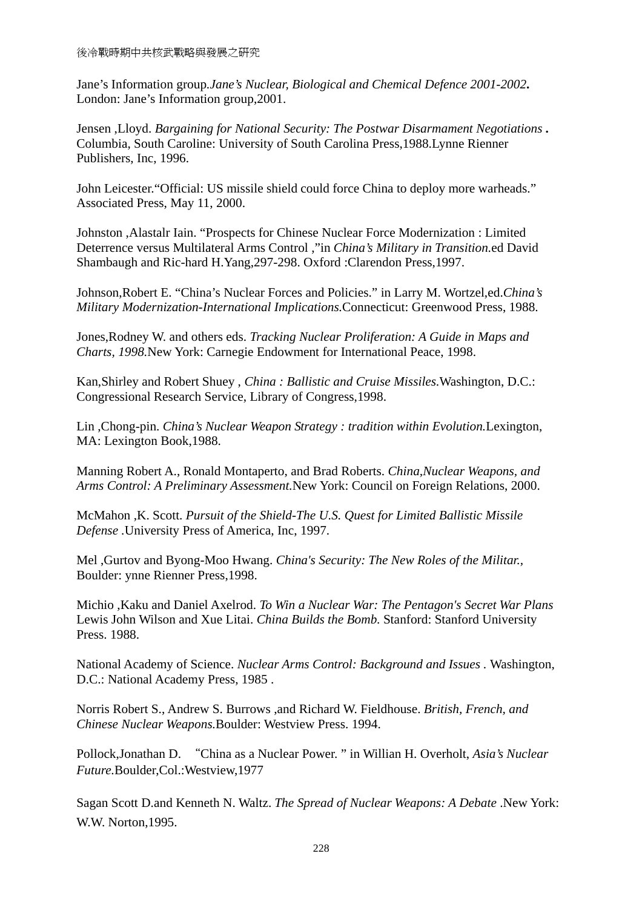Jane’s Information group.*Jane’s Nuclear, Biological and Chemical Defence 2001-2002***.** London: Jane’s Information group,2001.

Jensen ,Lloyd. *Bargaining for National Security: The Postwar Disarmament Negotiations* **.** Columbia, South Caroline: University of South Carolina Press,1988.Lynne Rienner Publishers, Inc, 1996.

John Leicester.“Official: US missile shield could force China to deploy more warheads.” Associated Press, May 11, 2000.

Johnston ,Alastalr Iain. “Prospects for Chinese Nuclear Force Modernization : Limited Deterrence versus Multilateral Arms Control ,”in *China’s Military in Transition.*ed David Shambaugh and Ric-hard H.Yang,297-298. Oxford :Clarendon Press,1997.

Johnson,Robert E. “China’s Nuclear Forces and Policies.” in Larry M. Wortzel,ed.*China’s Military Modernization-International Implications.*Connecticut: Greenwood Press, 1988.

Jones,Rodney W. and others eds. *Tracking Nuclear Proliferation: A Guide in Maps and Charts, 1998.*New York: Carnegie Endowment for International Peace, 1998.

Kan,Shirley and Robert Shuey , *China : Ballistic and Cruise Missiles.*Washington, D.C.: Congressional Research Service, Library of Congress,1998.

Lin ,Chong-pin. *China’s Nuclear Weapon Strategy : tradition within Evolution.*Lexington, MA: Lexington Book,1988.

Manning Robert A., Ronald Montaperto, and Brad Roberts. *China,Nuclear Weapons, and Arms Control: A Preliminary Assessment.*New York: Council on Foreign Relations, 2000.

McMahon ,K. Scott. *Pursuit of the Shield-The U.S. Quest for Limited Ballistic Missile Defense* .University Press of America, Inc, 1997.

Mel ,Gurtov and Byong-Moo Hwang. *China's Security: The New Roles of the Militar.,* Boulder: ynne Rienner Press,1998.

Michio ,Kaku and Daniel Axelrod. *To Win a Nuclear War: The Pentagon's Secret War Plans* Lewis John Wilson and Xue Litai. *China Builds the Bomb.* Stanford: Stanford University Press. 1988.

National Academy of Science. *Nuclear Arms Control: Background and Issues* . Washington, D.C.: National Academy Press, 1985 .

Norris Robert S., Andrew S. Burrows ,and Richard W. Fieldhouse. *British, French, and Chinese Nuclear Weapons.*Boulder: Westview Press. 1994.

Pollock,Jonathan D. “China as a Nuclear Power. ” in Willian H. Overholt, *Asia’s Nuclear Future.*Boulder,Col.:Westview,1977

Sagan Scott D.and Kenneth N. Waltz. *The Spread of Nuclear Weapons: A Debate* .New York: W.W. Norton,1995.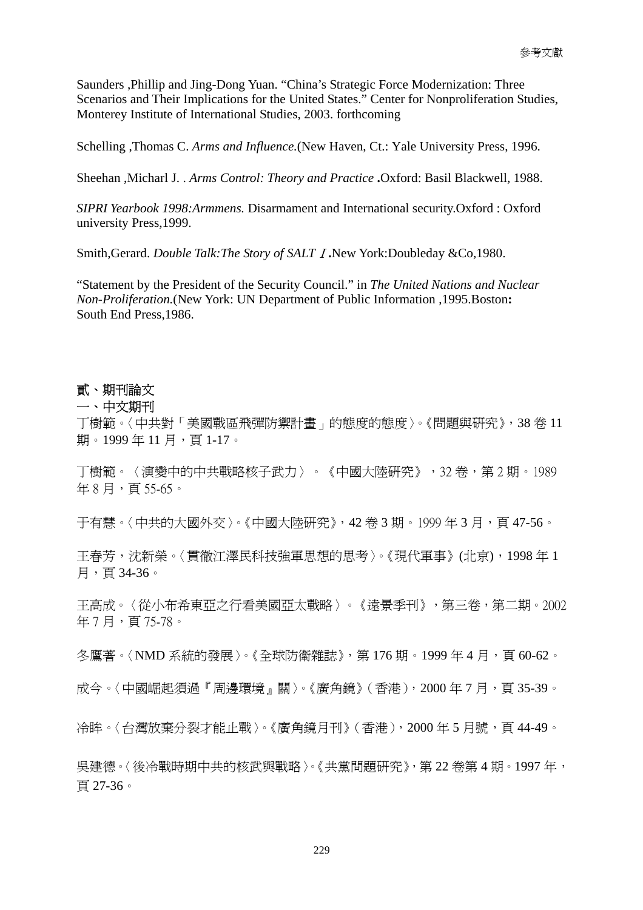Saunders ,Phillip and Jing-Dong Yuan. "China's Strategic Force Modernization: Three Scenarios and Their Implications for the United States." Center for Nonproliferation Studies, Monterey Institute of International Studies, 2003. forthcoming

Schelling ,Thomas C. *Arms and Influence.*(New Haven, Ct.: Yale University Press, 1996.

Sheehan ,Micharl J. . *Arms Control: Theory and Practice* **.**Oxford: Basil Blackwell, 1988.

*SIPRI Yearbook 1998:Armmens.* Disarmament and International security.Oxford : Oxford university Press,1999.

Smith,Gerard. *Double Talk:The Story of SALTⅠ*.New York:Doubleday &Co,1980.

"Statement by the President of the Security Council." in *The United Nations and Nuclear Non-Proliferation.*(New York: UN Department of Public Information ,1995.Boston**:** South End Press,1986.

## 貳、期刊論文

### 一、中文期刊

丁樹範。〈中共對「美國戰區飛彈防禦計畫」的態度的態度〉。《問題與研究》，38 卷 11 期。1999 年 11 月，頁 1-17。

丁樹範。〈演變中的中共戰略核子武力〉。《中國大陸研究》，32 卷，第 2 期。1989 年 8 月，頁 55-65。

于有慧。〈中共的大國外交〉。《中國大陸研究》，42 卷 3 期。1999 年 3 月，頁 47-56。

王春芳，沈新榮。〈貫徹江澤民科技強軍思想的思考〉。《現代軍事》(北京)，1998 年 1 月，頁 34-36。

王高成。〈從小布希東亞之行看美國亞太戰略〉。《遠景季刊》，第三卷，第二期。2002 年 7 月，頁 75-78。

冬鷹著。〈NMD 系統的發展〉。《全球防衛雜誌》，第 176 期。1999 年 4 月，頁 60-62。

成今。〈中國崛起須過『周邊環境』關〉。《廣角鏡》(香港)，2000 年 7 月，頁 35-39。

冷眸。〈台灣放棄分裂才能止戰〉。《廣角鏡月刊》(香港)，2000 年 5 月號，頁 44-49。

吳建德。〈後冷戰時期中共的核武與戰略〉。《共黨問題研究》，第 22 卷第 4 期。1997 年，頁 27-36。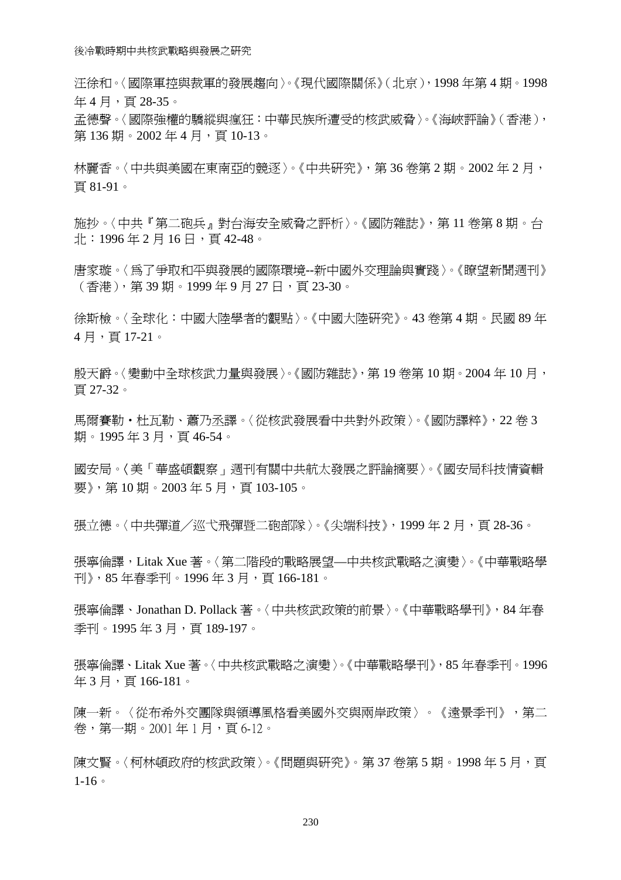汪徐和。〈國際軍控與裁軍的發展趨向〉。《現代國際關係》(北京)，1998 年第 4 期。1998 年 4 月，頁 28-35。

孟德聲。〈國際強權的驕縱與瘋狂：中華民族所遭受的核武威脅〉。《海峽評論》(香港)，第 136 期。2002 年 4 月，頁 10-13。

林麗香。〈中共與美國在東南亞的競逐〉。《中共研究》，第 36 卷第 2 期。2002 年 2 月，頁 81-91。

施抄。〈中共『第二砲兵』對台海安全威脅之評析〉。《國防雜誌》，第 11 卷第 8 期。台北：1996 年 2 月 16 日，頁 42-48。

唐家璇。〈為了爭取和平與發展的國際環境--新中國外交理論與實踐〉。《瞭望新聞週刊》(香港)，第 39 期。1999 年 9 月 27 日，頁 23-30。

徐斯儉。〈全球化：中國大陸學者的觀點〉。《中國大陸研究》。43 卷第 4 期。民國 89 年 4 月，頁 17-21。

殷天爵。〈變動中全球核武力量與發展〉。《國防雜誌》，第 19 卷第 10 期。2004 年 10 月，頁 27-32。

馬爾賽勒・杜瓦勒、蕭乃丞譯。〈從核武發展看中共對外政策〉。《國防譯粹》，22 卷 3 期。1995 年 3 月，頁 46-54。

國安局。〈美「華盛頓觀察」週刊有關中共航太發展之評論摘要〉。《國安局科技情資輯要》，第 10 期。2003 年 5 月，頁 103-105。

張立德。〈中共彈道╱巡弋飛彈暨二砲部隊〉。《尖端科技》，1999 年 2 月，頁 28-36。

張寧倫譯，Litak Xue 著。〈第二階段的戰略展望—中共核武戰略之演變〉。《中華戰略學刊》，85 年春季刊。1996 年 3 月，頁 166-181。

張寧倫譯、Jonathan D. Pollack 著。〈中共核武政策的前景〉。《中華戰略學刊》，84 年春季刊。1995 年 3 月，頁 189-197。

張寧倫譯、Litak Xue 著。〈中共核武戰略之演變〉。《中華戰略學刊》，85 年春季刊。1996 年 3 月，頁 166-181。

陳一新。〈從布希外交團隊與領導風格看美國外交與兩岸政策〉。《遠景季刊》，第二卷，第一期。2001 年 1 月，頁 6-12。

陳文賢。〈柯林頓政府的核武政策〉。《問題與研究》。第 37 卷第 5 期。1998 年 5 月，頁 1-16。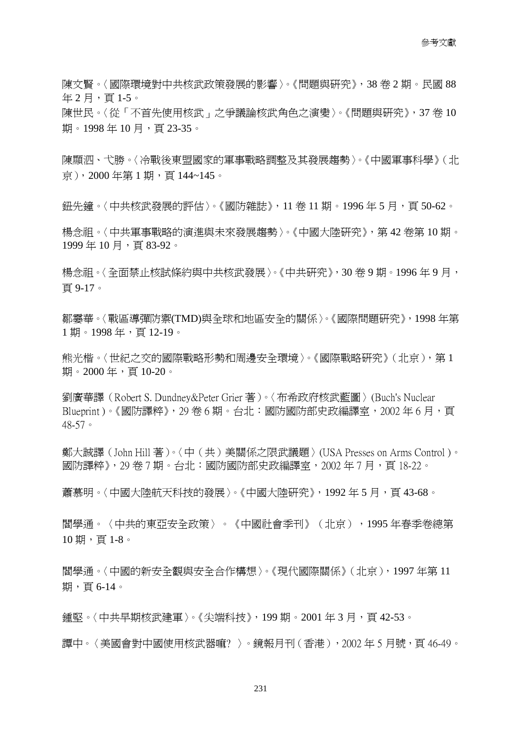陳文賢。〈國際環境對中共核武政策發展的影響〉。《問題與研究》，38 卷 2 期。民國 88 年 2 月，頁 1-5。

陳世民。〈從「不首先使用核武」之爭議論核武角色之演變〉。《問題與研究》，37 卷 10 期。1998 年 10 月，頁 23-35。

陳顯泗、弋勝。〈冷戰後東盟國家的軍事戰略調整及其發展趨勢〉。《中國軍事科學》（北京），2000 年第 1 期，頁 144~145。

鈕先鐘。〈中共核武發展的評估〉。《國防雜誌》，11 卷 11 期。1996 年 5 月，頁 50-62。

楊念祖。〈中共軍事戰略的演進與未來發展趨勢〉。《中國大陸研究》，第 42 卷第 10 期。1999 年 10 月，頁 83-92。

楊念祖。〈全面禁止核試條約與中共核武發展〉。《中共研究》，30 卷 9 期。1996 年 9 月，頁 9-17。

鄒雯華。〈戰區導彈防禦(TMD)與全球和地區安全的關係〉。《國際問題研究》，1998 年第 1 期。1998 年，頁 12-19。

熊光楷。〈世紀之交的國際戰略形勢和周邊安全環境〉。《國際戰略研究》（北京），第 1 期。2000 年，頁 10-20。

劉廣華譯（Robert S. Dundney&Peter Grier 著）。〈布希政府核武藍圖〉(Buch's Nuclear Blueprint)。《國防譯粹》，29 卷 6 期。台北：國防國防部史政編譯室，2002 年 6 月，頁 48-57。

鄭大誠譯（John Hill 著）。〈中（共）美關係之限武議題〉(USA Presses on Arms Control)。國防譯粹》，29 卷 7 期。台北：國防國防部史政編譯室，2002 年 7 月，頁 18-22。

蕭慕明。〈中國大陸航天科技的發展〉。《中國大陸研究》，1992 年 5 月，頁 43-68。

閻學通。〈中共的東亞安全政策〉。《中國社會季刊》（北京），1995 年春季卷總第 10 期，頁 1-8。

閻學通。〈中國的新安全觀與安全合作構想〉。《現代國際關係》（北京），1997 年第 11 期，頁 6-14。

鍾堅。〈中共早期核武建軍〉。《尖端科技》，199 期。2001 年 3 月，頁 42-53。

譚中。〈美國會對中國使用核武器嘛? 〉。鏡報月刊（香港），2002 年 5 月號，頁 46-49。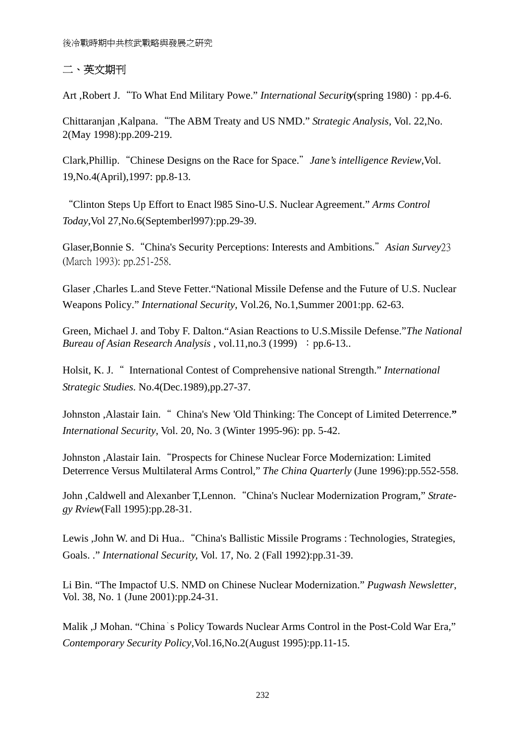## 二、英文期刊

Art ,Robert J. “To What End Military Powe.” *International Security*(spring 1980)：pp.4-6.

Chittaranjan ,Kalpana. “The ABM Treaty and US NMD.” *Strategic Analysis*, Vol. 22,No. 2(May 1998):pp.209-219.

Clark,Phillip. “Chinese Designs on the Race for Space.” *Jane’s intelligence Review*,Vol. 19,No.4(April),1997: pp.8-13.

“Clinton Steps Up Effort to Enact l985 Sino-U.S. Nuclear Agreement.” *Arms Control Today*,Vol 27,No.6(Septemberl997):pp.29-39.

Glaser,Bonnie S. “China's Security Perceptions: Interests and Ambitions.” *Asian Survey*23 (March 1993): pp.251-258.

Glaser ,Charles L.and Steve Fetter.“National Missile Defense and the Future of U.S. Nuclear Weapons Policy.” *International Security*, Vol.26, No.1,Summer 2001:pp. 62-63.

Green, Michael J. and Toby F. Dalton.“Asian Reactions to U.S.Missile Defense.”*The National Bureau of Asian Research Analysis* , vol.11,no.3 (1999) ：pp.6-13..

Holsit, K. J. “ International Contest of Comprehensive national Strength.” *International Strategic Studies*. No.4(Dec.1989),pp.27-37.

Johnston ,Alastair Iain. “ China's New 'Old Thinking: The Concept of Limited Deterrence.**”** *International Security*, Vol. 20, No. 3 (Winter 1995-96): pp. 5-42.

Johnston ,Alastair Iain. “Prospects for Chinese Nuclear Force Modernization: Limited Deterrence Versus Multilateral Arms Control,” *The China Quarterly* (June 1996):pp.552-558.

John ,Caldwell and Alexanber T,Lennon. “China's Nuclear Modernization Program,” *Strategy Rview*(Fall 1995):pp.28-31.

Lewis ,John W. and Di Hua.. “China's Ballistic Missile Programs : Technologies, Strategies, Goals. .” *International Security,* Vol. 17, No. 2 (Fall 1992):pp.31-39.

Li Bin. “The Impactof U.S. NMD on Chinese Nuclear Modernization.” *Pugwash Newsletter*, Vol. 38, No. 1 (June 2001):pp.24-31.

Malik ,J Mohan. “China`s Policy Towards Nuclear Arms Control in the Post-Cold War Era,” *Contemporary Security Policy*,Vol.16,No.2(August 1995):pp.11-15.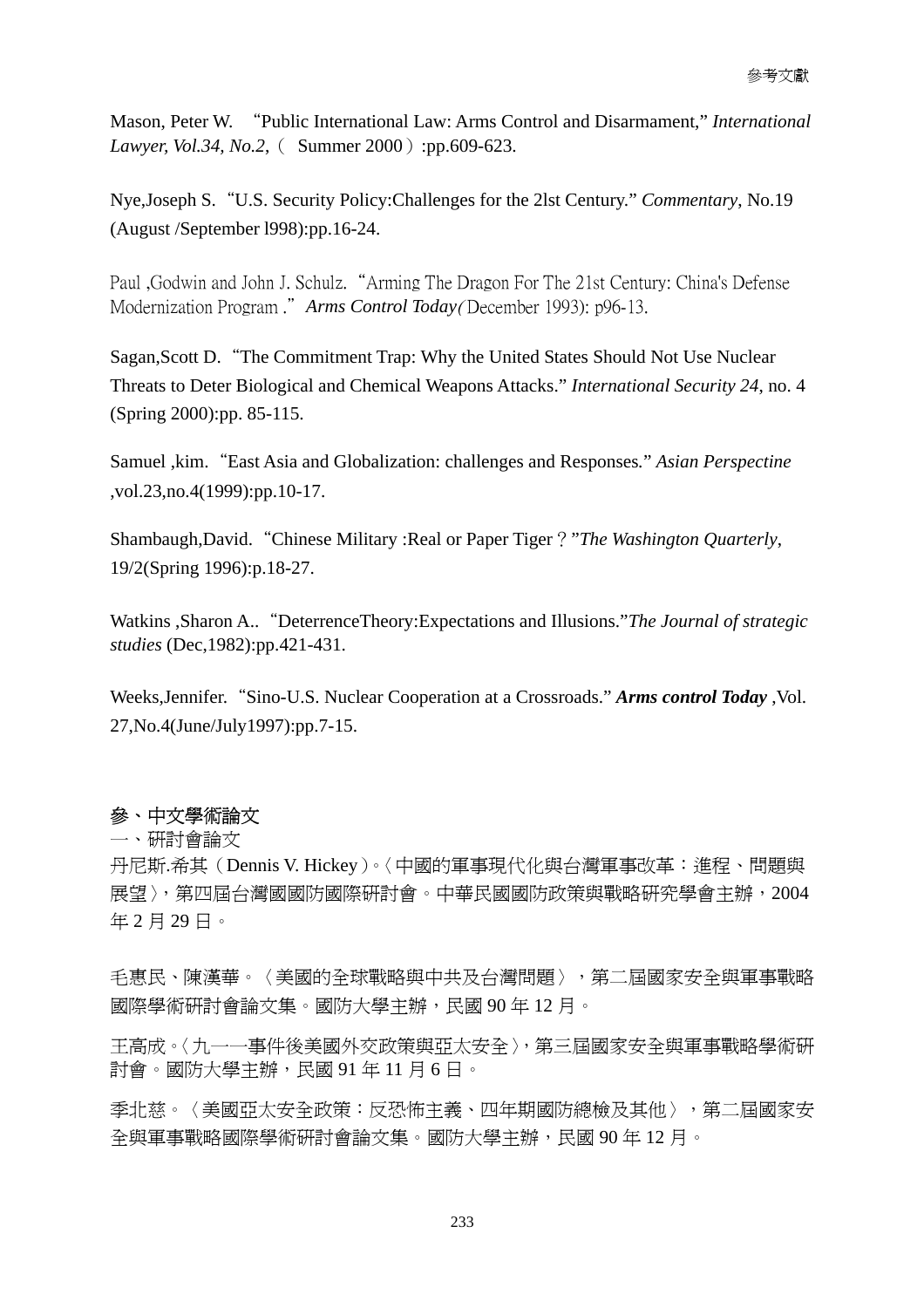Mason, Peter W. "Public International Law: Arms Control and Disarmament," *International Lawyer, Vol.34, No.2*,（ Summer 2000）:pp.609-623.

Nye,Joseph S."U.S. Security Policy:Challenges for the 2lst Century." *Commentary*, No.19 (August /September l998):pp.16-24.

Paul ,Godwin and John J. Schulz. "Arming The Dragon For The 21st Century: China's Defense Modernization Program ." ***Arms Control Today****(*December 1993): p96-13.

Sagan,Scott D."The Commitment Trap: Why the United States Should Not Use Nuclear Threats to Deter Biological and Chemical Weapons Attacks." *International Security 24*, no. 4 (Spring 2000):pp. 85-115.

Samuel ,kim."East Asia and Globalization: challenges and Responses." *Asian Perspectine* ,vol.23,no.4(1999):pp.10-17.

Shambaugh,David."Chinese Military :Real or Paper Tiger？"*The Washington Quarterly*, 19/2(Spring 1996):p.18-27.

Watkins ,Sharon A.."DeterrenceTheory:Expectations and Illusions."*The Journal of strategic studies* (Dec,1982):pp.421-431.

Weeks,Jennifer."Sino-U.S. Nuclear Cooperation at a Crossroads." ***Arms control Today*** ,Vol. 27,No.4(June/July1997):pp.7-15.

## 參、中文學術論文

一、研討會論文

丹尼斯.希其（Dennis V. Hickey）。〈中國的軍事現代化與台灣軍事改革：進程、問題與展望〉，第四屆台灣國國防國際研討會。中華民國國防政策與戰略研究學會主辦，2004 年 2 月 29 日。

毛惠民、陳漢華。〈美國的全球戰略與中共及台灣問題〉，第二屆國家安全與軍事戰略國際學術研討會論文集。國防大學主辦，民國 90 年 12 月。

王高成。〈九一一事件後美國外交政策與亞太安全〉，第三屆國家安全與軍事戰略學術研討會。國防大學主辦，民國 91 年 11 月 6 日。

李北慈。〈美國亞太安全政策：反恐怖主義、四年期國防總檢及其他〉，第二屆國家安全與軍事戰略國際學術研討會論文集。國防大學主辦，民國 90 年 12 月。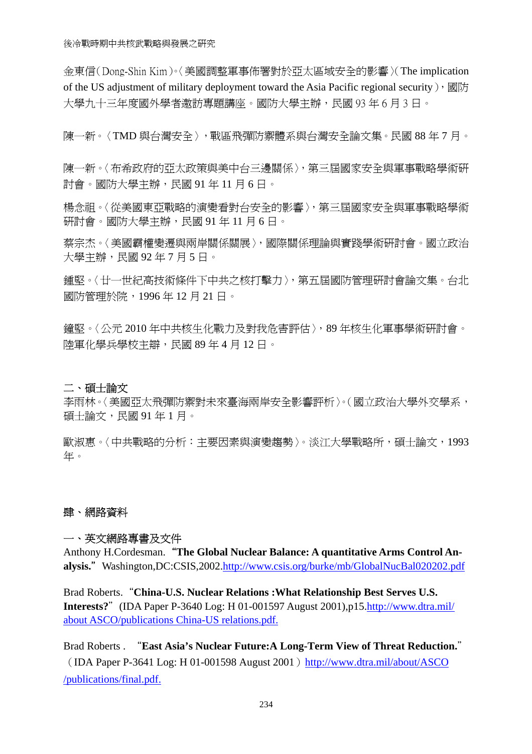金東信（Dong-Shin Kim）。〈美國調整軍事佈署對於亞太區域安全的影響〉（The implication of the US adjustment of military deployment toward the Asia Pacific regional security），國防大學九十三年度國外學者邀訪專題講座。國防大學主辦，民國 93 年 6 月 3 日。

陳一新。〈TMD 與台灣安全〉，戰區飛彈防禦體系與台灣安全論文集。民國 88 年 7 月。

陳一新。〈布希政府的亞太政策與美中台三邊關係〉，第三屆國家安全與軍事戰略學術研討會。國防大學主辦，民國 91 年 11 月 6 日。

楊念祖。〈從美國東亞戰略的演變看對台安全的影響〉，第三屆國家安全與軍事戰略學術研討會。國防大學主辦，民國 91 年 11 月 6 日。

蔡宗杰。〈美國霸權變遷與兩岸關係關展〉，國際關係理論與實踐學術研討會。國立政治大學主辦，民國 92 年 7 月 5 日。

鍾堅。〈廿一世紀高技術條件下中共之核打擊力〉，第五屆國防管理研討會論文集。台北國防管理於院，1996 年 12 月 21 日。

鐘堅。〈公元 2010 年中共核生化戰力及對我危害評估〉，89 年核生化軍事學術研討會。陸軍化學兵學校主辯，民國 89 年 4 月 12 日。

## 二、碩士論文

李雨林。〈美國亞太飛彈防禦對未來臺海兩岸安全影響評析〉。（國立政治大學外交學系，碩士論文，民國 91 年 1 月。

歐淑惠。〈中共戰略的分析：主要因素與演變趨勢〉。淡江大學戰略所，碩士論文，1993 年。

# 肆、網路資料

## 一、英文網路專書及文件

Anthony H.Cordesman.“**The Global Nuclear Balance: A quantitative Arms Control Analysis.**” Washington,DC:CSIS,2002.http://www.csis.org/burke/mb/GlobalNucBal020202.pdf

Brad Roberts.“**China-U.S. Nuclear Relations :What Relationship Best Serves U.S. Interests?**”(IDA Paper P-3640 Log: H 01-001597 August 2001),p15.http://www.dtra.mil/about ASCO/publications China-US relations.pdf.

Brad Roberts . “**East Asia's Nuclear Future:A Long-Term View of Threat Reduction.**”（IDA Paper P-3641 Log: H 01-001598 August 2001）http://www.dtra.mil/about/ASCO/publications/final.pdf.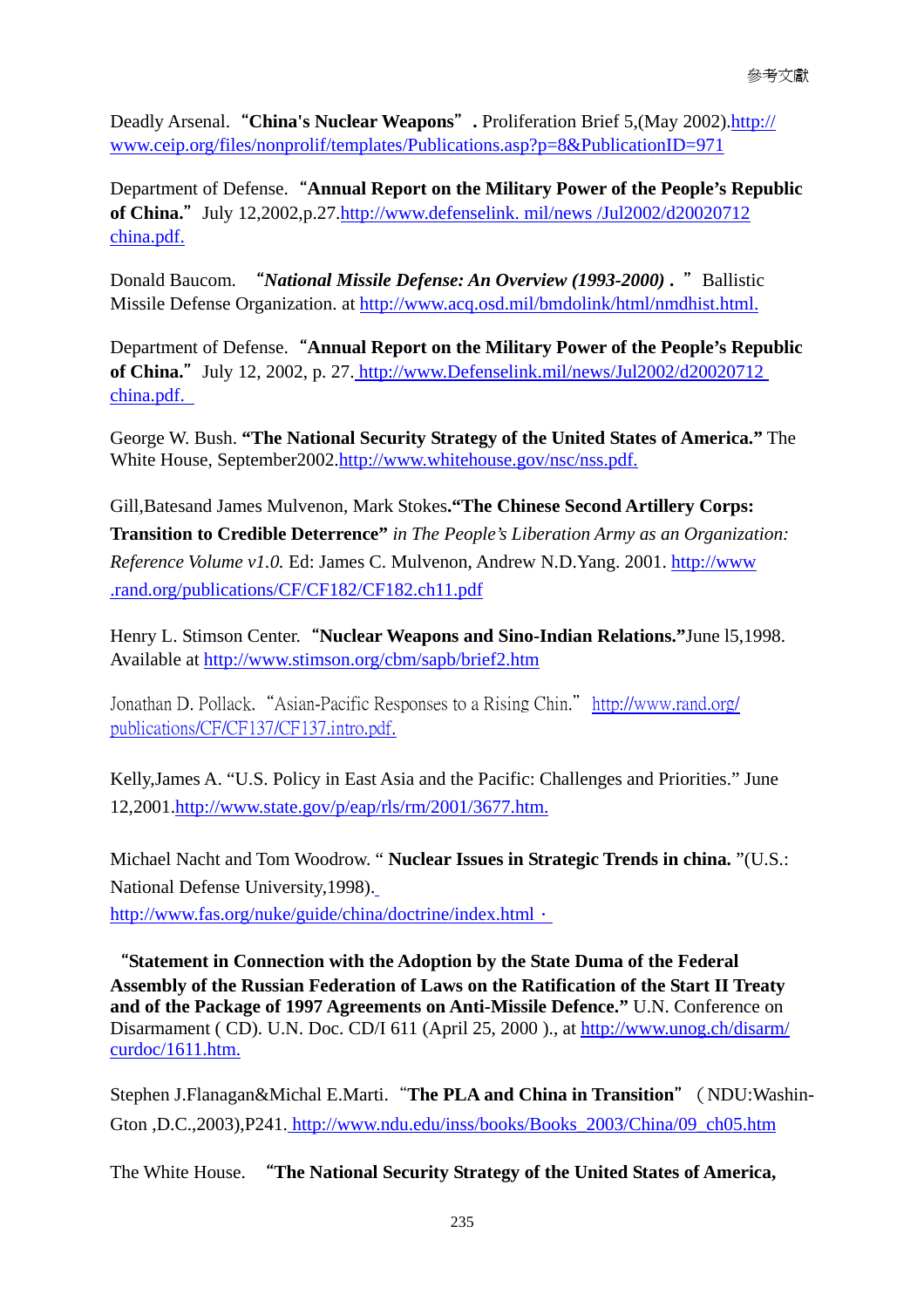Deadly Arsenal. “**China's Nuclear Weapons**” **.** Proliferation Brief 5,(May 2002).http://www.ceip.org/files/nonprolif/templates/Publications.asp?p=8&PublicationID=971

Department of Defense. “**Annual Report on the Military Power of the People's Republic of China.**” July 12,2002,p.27.http://www.defenselink. mil/news /Jul2002/d20020712 china.pdf.

Donald Baucom. “***National Missile Defense: An Overview (1993-2000)*** **.** ” Ballistic Missile Defense Organization. at http://www.acq.osd.mil/bmdolink/html/nmdhist.html.

Department of Defense. “**Annual Report on the Military Power of the People's Republic of China.**” July 12, 2002, p. 27. http://www.Defenselink.mil/news/Jul2002/d20020712 china.pdf.

George W. Bush. **“The National Security Strategy of the United States of America.”** The White House, September2002.http://www.whitehouse.gov/nsc/nss.pdf.

Gill,Batesand James Mulvenon, Mark Stokes**.“The Chinese Second Artillery Corps: Transition to Credible Deterrence”** *in The People's Liberation Army as an Organization: Reference Volume v1.0.* Ed: James C. Mulvenon, Andrew N.D.Yang. 2001. http://www .rand.org/publications/CF/CF182/CF182.ch11.pdf

Henry L. Stimson Center. “**Nuclear Weapons and Sino-Indian Relations.”**June l5,1998. Available at http://www.stimson.org/cbm/sapb/brief2.htm

Jonathan D. Pollack. “Asian-Pacific Responses to a Rising Chin.” http://www.rand.org/publications/CF/CF137/CF137.intro.pdf.

Kelly,James A. “U.S. Policy in East Asia and the Pacific: Challenges and Priorities.” June 12,2001.http://www.state.gov/p/eap/rls/rm/2001/3677.htm.

Michael Nacht and Tom Woodrow. “ **Nuclear Issues in Strategic Trends in china.** ”(U.S.: National Defense University,1998).
http://www.fas.org/nuke/guide/china/doctrine/index.html．

“**Statement in Connection with the Adoption by the State Duma of the Federal Assembly of the Russian Federation of Laws on the Ratification of the Start II Treaty and of the Package of 1997 Agreements on Anti-Missile Defence.”** U.N. Conference on Disarmament ( CD). U.N. Doc. CD/I 611 (April 25, 2000 )., at http://www.unog.ch/disarm/curdoc/1611.htm.

Stephen J.Flanagan&Michal E.Marti. “**The PLA and China in Transition**” （NDU:Washin-Gton ,D.C.,2003),P241. http://www.ndu.edu/inss/books/Books_2003/China/09_ch05.htm

The White House. “**The National Security Strategy of the United States of America,**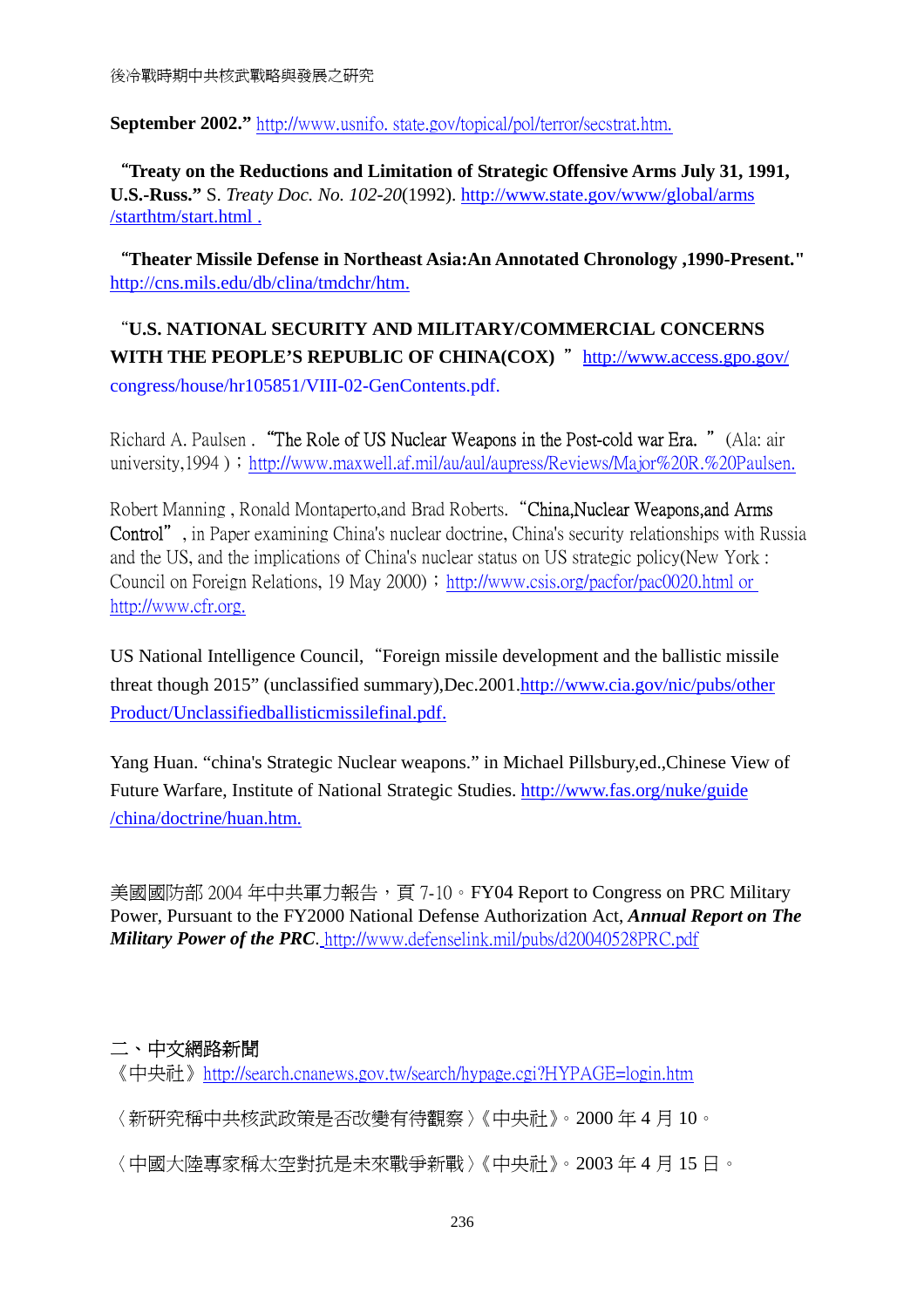**September 2002."** http://www.usnifo. state.gov/topical/pol/terror/secstrat.htm.

**"Treaty on the Reductions and Limitation of Strategic Offensive Arms July 31, 1991, U.S.-Russ."** S. *Treaty Doc. No. 102-20*(1992). http://www.state.gov/www/global/arms /starthtm/start.html .

**"Theater Missile Defense in Northeast Asia:An Annotated Chronology ,1990-Present."** http://cns.mils.edu/db/clina/tmdchr/htm.

**"U.S. NATIONAL SECURITY AND MILITARY/COMMERCIAL CONCERNS WITH THE PEOPLE'S REPUBLIC OF CHINA(COX)"** http://www.access.gpo.gov/ congress/house/hr105851/VIII-02-GenContents.pdf.

Richard A. Paulsen . "The Role of US Nuclear Weapons in the Post-cold war Era." (Ala: air university,1994 )；http://www.maxwell.af.mil/au/aul/aupress/Reviews/Major%20R.%20Paulsen.

Robert Manning , Ronald Montaperto,and Brad Roberts. "China,Nuclear Weapons,and Arms Control" , in Paper examining China's nuclear doctrine, China's security relationships with Russia and the US, and the implications of China's nuclear status on US strategic policy(New York : Council on Foreign Relations, 19 May 2000)；http://www.csis.org/pacfor/pac0020.html or http://www.cfr.org.

US National Intelligence Council, "Foreign missile development and the ballistic missile threat though 2015" (unclassified summary),Dec.2001.http://www.cia.gov/nic/pubs/other Product/Unclassifiedballisticmissilefinal.pdf.

Yang Huan. "china's Strategic Nuclear weapons." in Michael Pillsbury,ed.,Chinese View of Future Warfare, Institute of National Strategic Studies. http://www.fas.org/nuke/guide /china/doctrine/huan.htm.

美國國防部 2004 年中共軍力報告，頁 7-10。FY04 Report to Congress on PRC Military Power, Pursuant to the FY2000 National Defense Authorization Act, ***Annual Report on The Military Power of the PRC***. http://www.defenselink.mil/pubs/d20040528PRC.pdf

## 二、中文網路新聞

《中央社》http://search.cnanews.gov.tw/search/hypage.cgi?HYPAGE=login.htm

〈新研究稱中共核武政策是否改變有待觀察〉《中央社》。2000 年 4 月 10。

〈中國大陸專家稱太空對抗是未來戰爭新戰〉《中央社》。2003 年 4 月 15 日。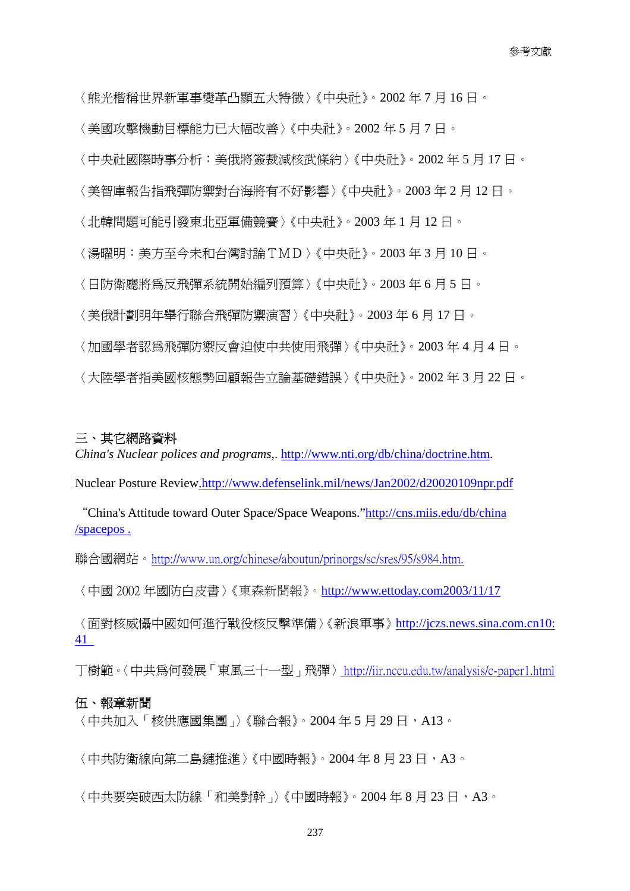〈熊光楷稱世界新軍事變革凸顯五大特徵〉《中央社》。2002 年 7 月 16 日。

〈美國攻擊機動目標能力已大幅改善〉《中央社》。2002 年 5 月 7 日。

〈中央社國際時事分析：美俄將簽裁減核武條約〉《中央社》。2002 年 5 月 17 日。

〈美智庫報告指飛彈防禦對台海將有不好影響〉《中央社》。2003 年 2 月 12 日。

〈北韓問題可能引發東北亞軍備競賽〉《中央社》。2003 年 1 月 12 日。

〈湯曜明：美方至今未和台灣討論ＴＭＤ〉《中央社》。2003 年 3 月 10 日。

〈日防衛廳將爲反飛彈系統開始編列預算〉《中央社》。2003 年 6 月 5 日。

〈美俄計劃明年舉行聯合飛彈防禦演習〉《中央社》。2003 年 6 月 17 日。

〈加國學者認爲飛彈防禦反會迫使中共使用飛彈〉《中央社》。2003 年 4 月 4 日。

〈大陸學者指美國核態勢回顧報告立論基礎錯誤〉《中央社》。2002 年 3 月 22 日。

## 三、其它網路資料

*China's Nuclear polices and programs*,. http://www.nti.org/db/china/doctrine.htm.

Nuclear Posture Review.http://www.defenselink.mil/news/Jan2002/d20020109npr.pdf

"China's Attitude toward Outer Space/Space Weapons."http://cns.miis.edu/db/china/spacepos .

聯合國網站。http://www.un.org/chinese/aboutun/prinorgs/sc/sres/95/s984.htm.

〈中國 2002 年國防白皮書〉《東森新聞報》。http://www.ettoday.com2003/11/17

〈面對核威懾中國如何進行戰役核反擊準備〉《新浪軍事》http://jczs.news.sina.com.cn10:41

丁樹範。〈中共爲何發展「東風三十一型」飛彈〉 http://iir.nccu.edu.tw/analysis/c-paper1.html

## 伍、報章新聞

〈中共加入「核供應國集團」〉《聯合報》。2004 年 5 月 29 日，A13。

〈中共防衛線向第二島鏈推進〉《中國時報》。2004 年 8 月 23 日，A3。

〈中共要突破西太防線「和美對幹」〉《中國時報》。2004 年 8 月 23 日，A3。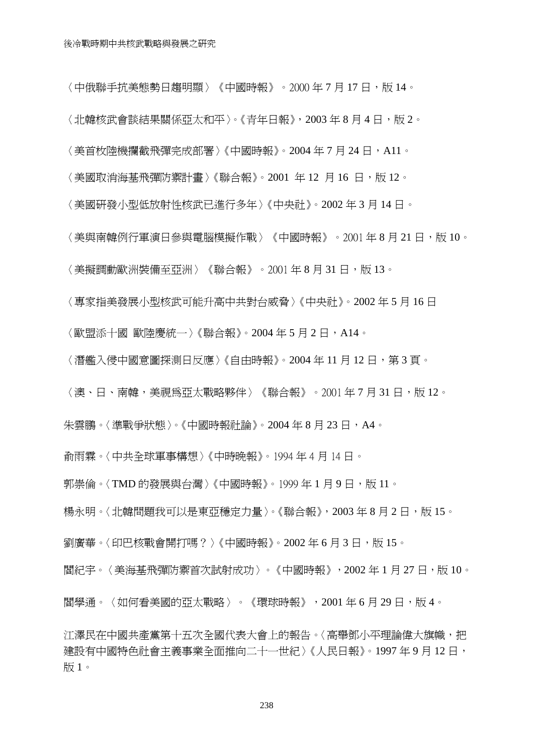〈中俄聯手抗美態勢日趨明顯〉《中國時報》。2000 年 7 月 17 日，版 14。

〈北韓核武會談結果關係亞太和平〉。《青年日報》，2003 年 8 月 4 日，版 2。

〈美首枚陸機攔截飛彈完成部署〉《中國時報》。2004 年 7 月 24 日，A11。

〈美國取消海基飛彈防禦計畫〉《聯合報》。2001 年 12 月 16 日，版 12。

〈美國研發小型低放射性核武已進行多年〉《中央社》。2002 年 3 月 14 日。

〈美與南韓例行軍演日參與電腦模擬作戰〉《中國時報》。2001 年 8 月 21 日，版 10。

〈美擬調動歐洲裝備至亞洲〉《聯合報》。2001 年 8 月 31 日，版 13。

〈專家指美發展小型核武可能升高中共對台威脅〉《中央社》。2002 年 5 月 16 日

〈歐盟添十國 歐陸慶統一〉《聯合報》。2004 年 5 月 2 日，A14。

〈潛艦入侵中國意圖探測日反應〉《自由時報》。2004 年 11 月 12 日，第 3 頁。

〈澳、日、南韓，美視為亞太戰略夥伴〉《聯合報》。2001 年 7 月 31 日，版 12。

朱雲鵬。〈準戰爭狀態〉。《中國時報社論》。2004 年 8 月 23 日，A4。

俞雨霖。〈中共全球軍事構想〉《中時晚報》。1994 年 4 月 14 日。

郭崇倫。〈TMD 的發展與台灣〉《中國時報》。1999 年 1 月 9 日，版 11。

楊永明。〈北韓問題我可以是東亞穩定力量〉。《聯合報》，2003 年 8 月 2 日，版 15。

劉廣華。〈印巴核戰會開打嗎？〉《中國時報》。2002 年 6 月 3 日，版 15。

閻紀宇。〈美海基飛彈防禦首次試射成功〉。《中國時報》，2002 年 1 月 27 日，版 10。

閻學通。〈如何看美國的亞太戰略〉。《環球時報》，2001 年 6 月 29 日，版 4。

江澤民在中國共產黨第十五次全國代表大會上的報告。〈高舉鄧小平理論偉大旗幟，把建設有中國特色社會主義事業全面推向二十一世紀〉《人民日報》。1997 年 9 月 12 日，版 1。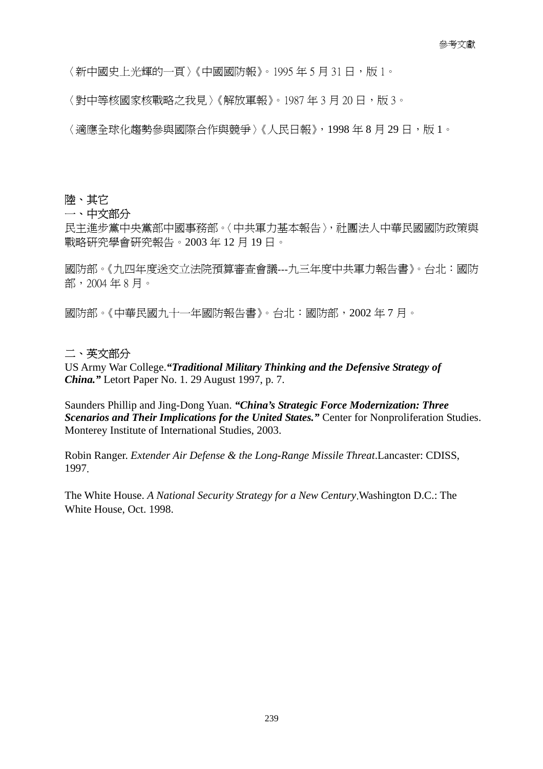〈新中國史上光輝的一頁〉《中國國防報》。1995 年 5 月 31 日，版 1。

〈對中等核國家核戰略之我見〉《解放軍報》。1987 年 3 月 20 日，版 3。

〈適應全球化趨勢參與國際合作與競爭〉《人民日報》，1998 年 8 月 29 日，版 1。

## 陸、其它

### 一、中文部分

民主進步黨中央黨部中國事務部。〈中共軍力基本報告〉，社團法人中華民國國防政策與戰略研究學會研究報告。2003 年 12 月 19 日。

國防部。《九四年度送交立法院預算審查會議---九三年度中共軍力報告書》。台北：國防部，2004 年 8 月。

國防部。《中華民國九十一年國防報告書》。台北：國防部，2002 年 7 月。

### 二、英文部分

US Army War College.***"Traditional Military Thinking and the Defensive Strategy of China."*** Letort Paper No. 1. 29 August 1997, p. 7.

Saunders Phillip and Jing-Dong Yuan. ***"China's Strategic Force Modernization: Three Scenarios and Their Implications for the United States."*** Center for Nonproliferation Studies. Monterey Institute of International Studies, 2003.

Robin Ranger. *Extender Air Defense & the Long-Range Missile Threat*.Lancaster: CDISS, 1997.

The White House. *A National Security Strategy for a New Century*.Washington D.C.: The White House, Oct. 1998.